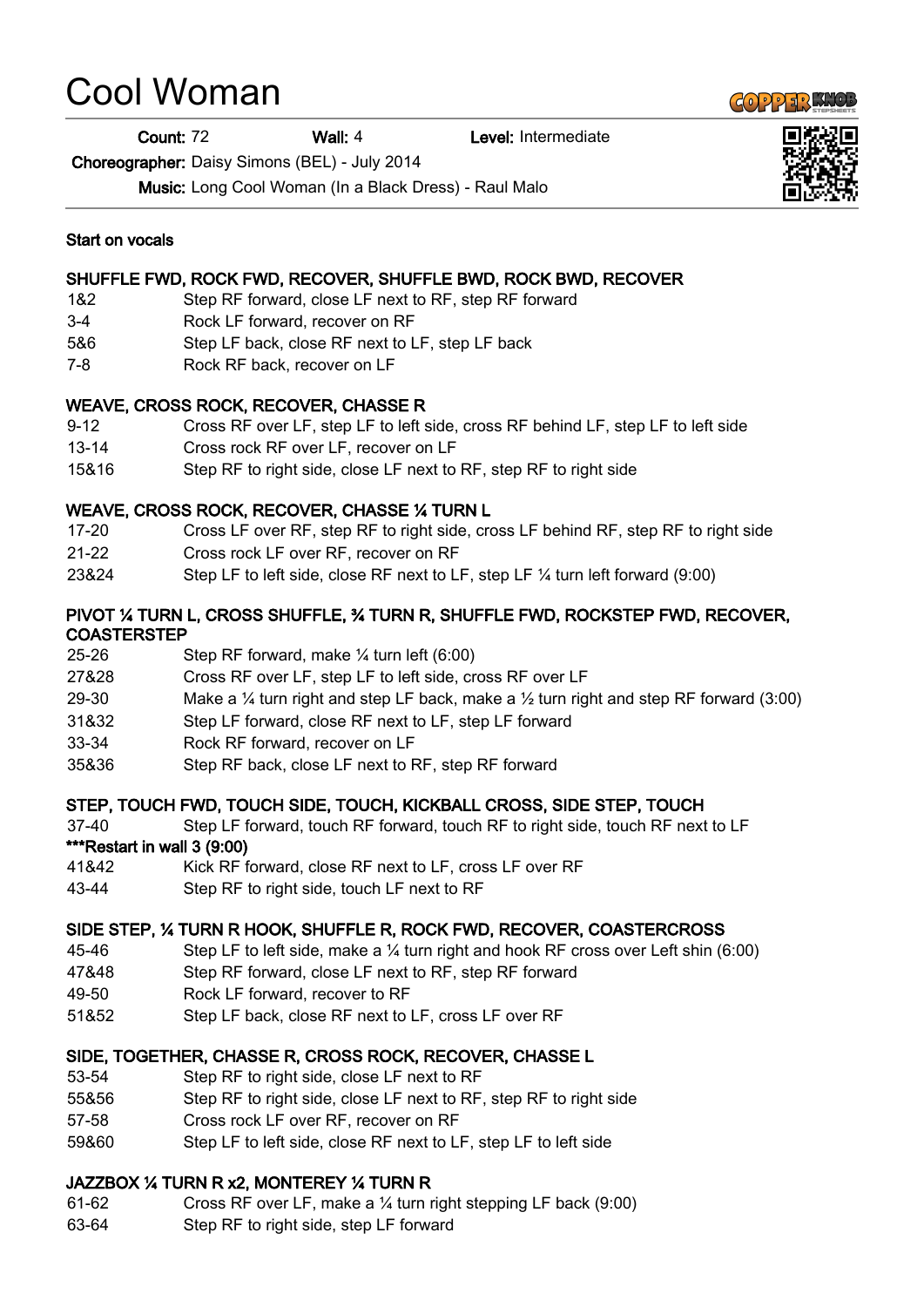# Cool Woman

**Count:** 72 **Wall:** 4 **Level:** Intermediate

**Choreographer:** Daisy Simons (BEL) - July 2014

**Music:** Long Cool Woman (In a Black Dress) - Raul Malo

**Start on vocals**

**SHUFFLE FWD, ROCK FWD, RECOVER, SHUFFLE BWD, ROCK BWD, RECOVER**

| | |
|---|---|
| 1&2 | Step RF forward, close LF next to RF, step RF forward |
| 3-4 | Rock LF forward, recover on RF |
| 5&6 | Step LF back, close RF next to LF, step LF back |
| 7-8 | Rock RF back, recover on LF |

**WEAVE, CROSS ROCK, RECOVER, CHASSE R**

| | |
|---|---|
| 9-12 | Cross RF over LF, step LF to left side, cross RF behind LF, step LF to left side |
| 13-14 | Cross rock RF over LF, recover on LF |
| 15&16 | Step RF to right side, close LF next to RF, step RF to right side |

**WEAVE, CROSS ROCK, RECOVER, CHASSE ¼ TURN L**

| | |
|---|---|
| 17-20 | Cross LF over RF, step RF to right side, cross LF behind RF, step RF to right side |
| 21-22 | Cross rock LF over RF, recover on RF |
| 23&24 | Step LF to left side, close RF next to LF, step LF ¼ turn left forward (9:00) |

**PIVOT ¼ TURN L, CROSS SHUFFLE, ¾ TURN R, SHUFFLE FWD, ROCKSTEP FWD, RECOVER, COASTERSTEP**

| | |
|---|---|
| 25-26 | Step RF forward, make ¼ turn left (6:00) |
| 27&28 | Cross RF over LF, step LF to left side, cross RF over LF |
| 29-30 | Make a ¼ turn right and step LF back, make a ½ turn right and step RF forward (3:00) |
| 31&32 | Step LF forward, close RF next to LF, step LF forward |
| 33-34 | Rock RF forward, recover on LF |
| 35&36 | Step RF back, close LF next to RF, step RF forward |

**STEP, TOUCH FWD, TOUCH SIDE, TOUCH, KICKBALL CROSS, SIDE STEP, TOUCH**

| | |
|---|---|
| 37-40 | Step LF forward, touch RF forward, touch RF to right side, touch RF next to LF |

**\*\*\*Restart in wall 3 (9:00)**

| | |
|---|---|
| 41&42 | Kick RF forward, close RF next to LF, cross LF over RF |
| 43-44 | Step RF to right side, touch LF next to RF |

**SIDE STEP, ¼ TURN R HOOK, SHUFFLE R, ROCK FWD, RECOVER, COASTERCROSS**

| | |
|---|---|
| 45-46 | Step LF to left side, make a ¼ turn right and hook RF cross over Left shin (6:00) |
| 47&48 | Step RF forward, close LF next to RF, step RF forward |
| 49-50 | Rock LF forward, recover to RF |
| 51&52 | Step LF back, close RF next to LF, cross LF over RF |

**SIDE, TOGETHER, CHASSE R, CROSS ROCK, RECOVER, CHASSE L**

| | |
|---|---|
| 53-54 | Step RF to right side, close LF next to RF |
| 55&56 | Step RF to right side, close LF next to RF, step RF to right side |
| 57-58 | Cross rock LF over RF, recover on RF |
| 59&60 | Step LF to left side, close RF next to LF, step LF to left side |

**JAZZBOX ¼ TURN R x2, MONTEREY ¼ TURN R**

| | |
|---|---|
| 61-62 | Cross RF over LF, make a ¼ turn right stepping LF back (9:00) |
| 63-64 | Step RF to right side, step LF forward |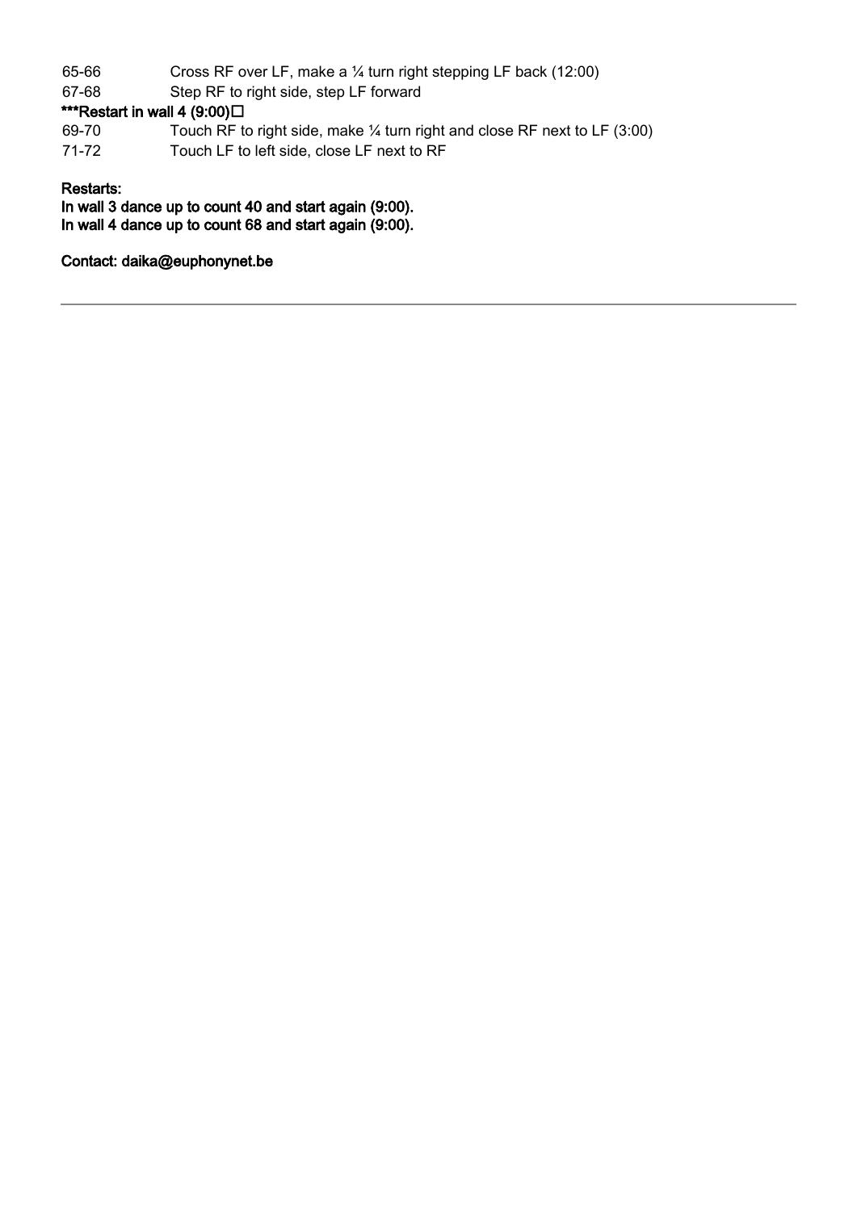65-66 Cross RF over LF, make a ¼ turn right stepping LF back (12:00)
67-68 Step RF to right side, step LF forward

**\*\*\*Restart in wall 4 (9:00)□**

69-70 Touch RF to right side, make ¼ turn right and close RF next to LF (3:00)
71-72 Touch LF to left side, close LF next to RF

**Restarts:**
**In wall 3 dance up to count 40 and start again (9:00).**
**In wall 4 dance up to count 68 and start again (9:00).**

**Contact: daika@euphonynet.be**

---